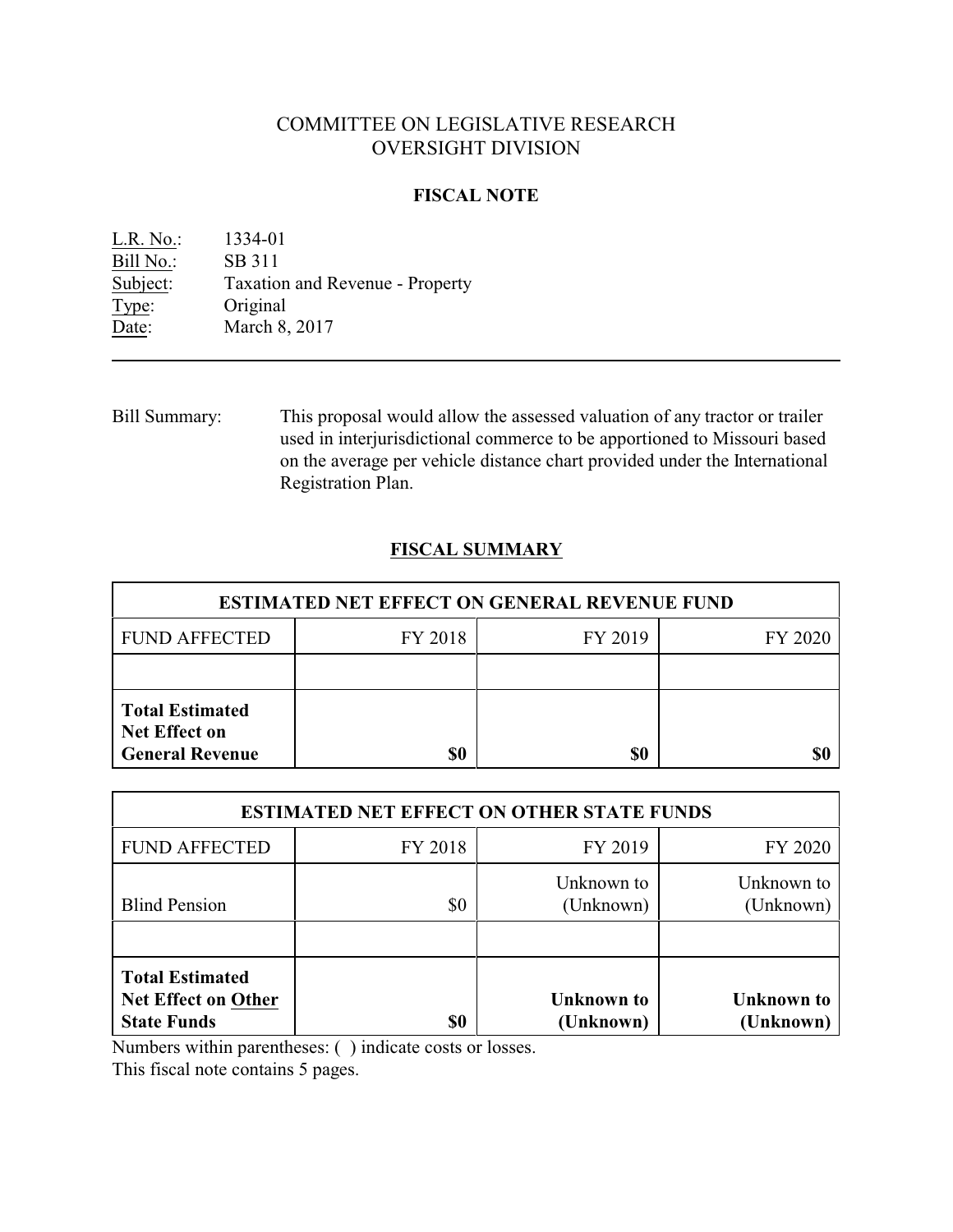# COMMITTEE ON LEGISLATIVE RESEARCH
# OVERSIGHT DIVISION

## FISCAL NOTE

L.R. No.: 1334-01
Bill No.: SB 311
Subject: Taxation and Revenue - Property
Type: Original
Date: March 8, 2017

---

Bill Summary: This proposal would allow the assessed valuation of any tractor or trailer used in interjurisdictional commerce to be apportioned to Missouri based on the average per vehicle distance chart provided under the International Registration Plan.

## FISCAL SUMMARY

| ESTIMATED NET EFFECT ON GENERAL REVENUE FUND | | | |
|---|---|---|---|
| FUND AFFECTED | FY 2018 | FY 2019 | FY 2020 |
| | | | |
| **Total Estimated Net Effect on General Revenue** | **$0** | **$0** | **$0** |

| ESTIMATED NET EFFECT ON OTHER STATE FUNDS | | | |
|---|---|---|---|
| FUND AFFECTED | FY 2018 | FY 2019 | FY 2020 |
| Blind Pension | $0 | Unknown to (Unknown) | Unknown to (Unknown) |
| | | | |
| **Total Estimated Net Effect on Other State Funds** | **$0** | **Unknown to (Unknown)** | **Unknown to (Unknown)** |

Numbers within parentheses: ( ) indicate costs or losses.
This fiscal note contains 5 pages.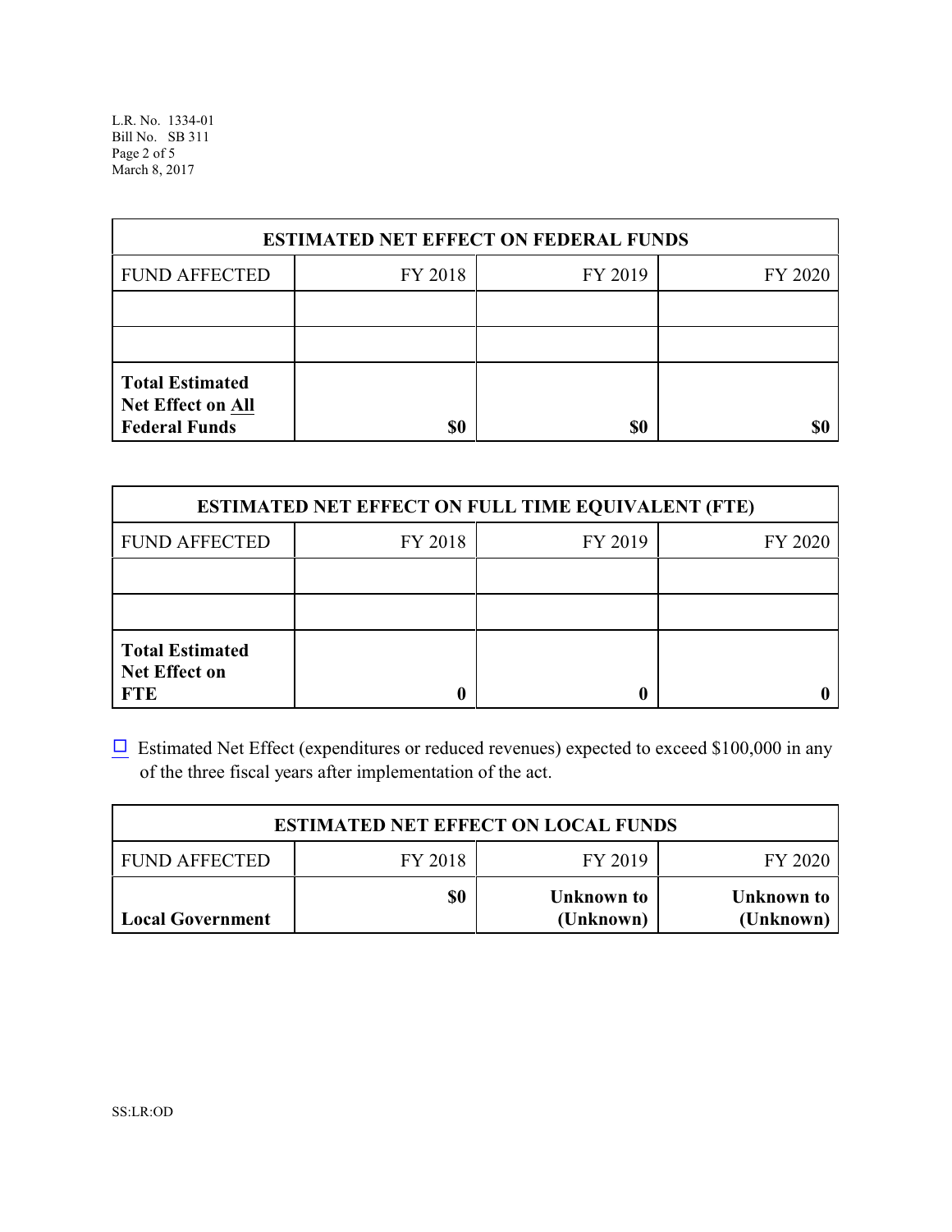| ESTIMATED NET EFFECT ON FEDERAL FUNDS | | | |
|---|---|---|---|
| FUND AFFECTED | FY 2018 | FY 2019 | FY 2020 |
| | | | |
| | | | |
| **Total Estimated Net Effect on All Federal Funds** | **$0** | **$0** | **$0** |

| ESTIMATED NET EFFECT ON FULL TIME EQUIVALENT (FTE) | | | |
|---|---|---|---|
| FUND AFFECTED | FY 2018 | FY 2019 | FY 2020 |
| | | | |
| | | | |
| **Total Estimated Net Effect on FTE** | **0** | **0** | **0** |

☐ Estimated Net Effect (expenditures or reduced revenues) expected to exceed $100,000 in any of the three fiscal years after implementation of the act.

| ESTIMATED NET EFFECT ON LOCAL FUNDS | | | |
|---|---|---|---|
| FUND AFFECTED | FY 2018 | FY 2019 | FY 2020 |
| **Local Government** | **$0** | **Unknown to (Unknown)** | **Unknown to (Unknown)** |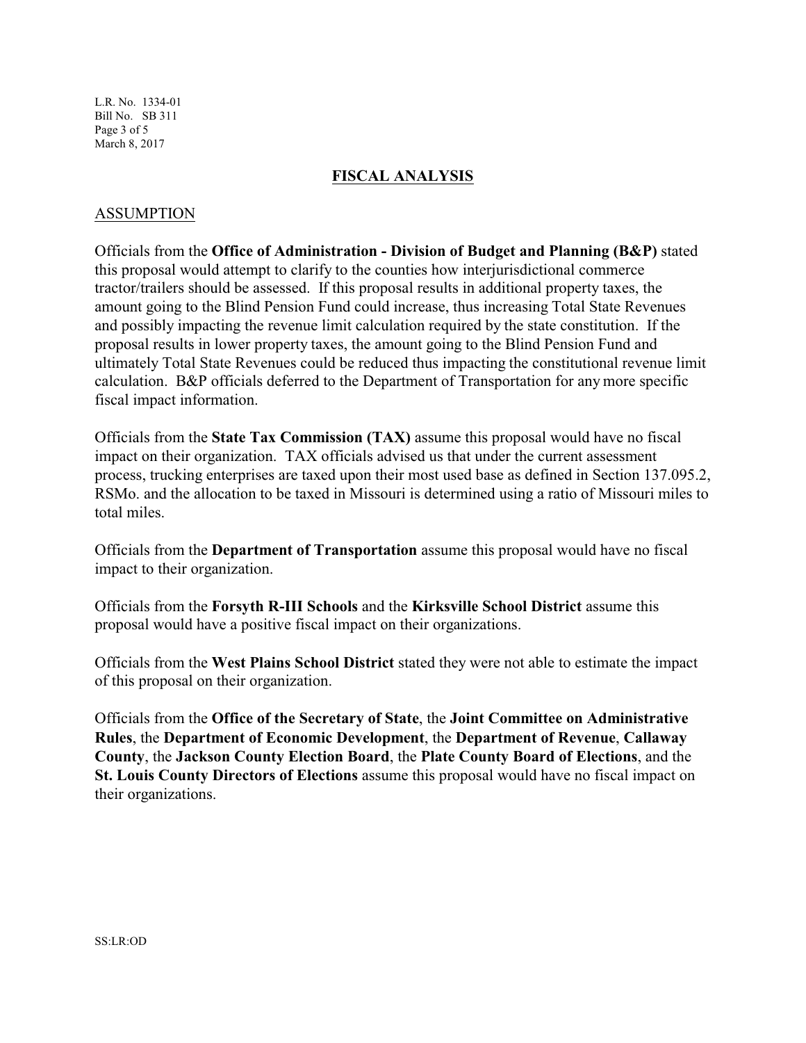## FISCAL ANALYSIS

### ASSUMPTION

Officials from the **Office of Administration - Division of Budget and Planning (B&P)** stated this proposal would attempt to clarify to the counties how interjurisdictional commerce tractor/trailers should be assessed. If this proposal results in additional property taxes, the amount going to the Blind Pension Fund could increase, thus increasing Total State Revenues and possibly impacting the revenue limit calculation required by the state constitution. If the proposal results in lower property taxes, the amount going to the Blind Pension Fund and ultimately Total State Revenues could be reduced thus impacting the constitutional revenue limit calculation. B&P officials deferred to the Department of Transportation for any more specific fiscal impact information.

Officials from the **State Tax Commission (TAX)** assume this proposal would have no fiscal impact on their organization. TAX officials advised us that under the current assessment process, trucking enterprises are taxed upon their most used base as defined in Section 137.095.2, RSMo. and the allocation to be taxed in Missouri is determined using a ratio of Missouri miles to total miles.

Officials from the **Department of Transportation** assume this proposal would have no fiscal impact to their organization.

Officials from the **Forsyth R-III Schools** and the **Kirksville School District** assume this proposal would have a positive fiscal impact on their organizations.

Officials from the **West Plains School District** stated they were not able to estimate the impact of this proposal on their organization.

Officials from the **Office of the Secretary of State**, the **Joint Committee on Administrative Rules**, the **Department of Economic Development**, the **Department of Revenue**, **Callaway County**, the **Jackson County Election Board**, the **Plate County Board of Elections**, and the **St. Louis County Directors of Elections** assume this proposal would have no fiscal impact on their organizations.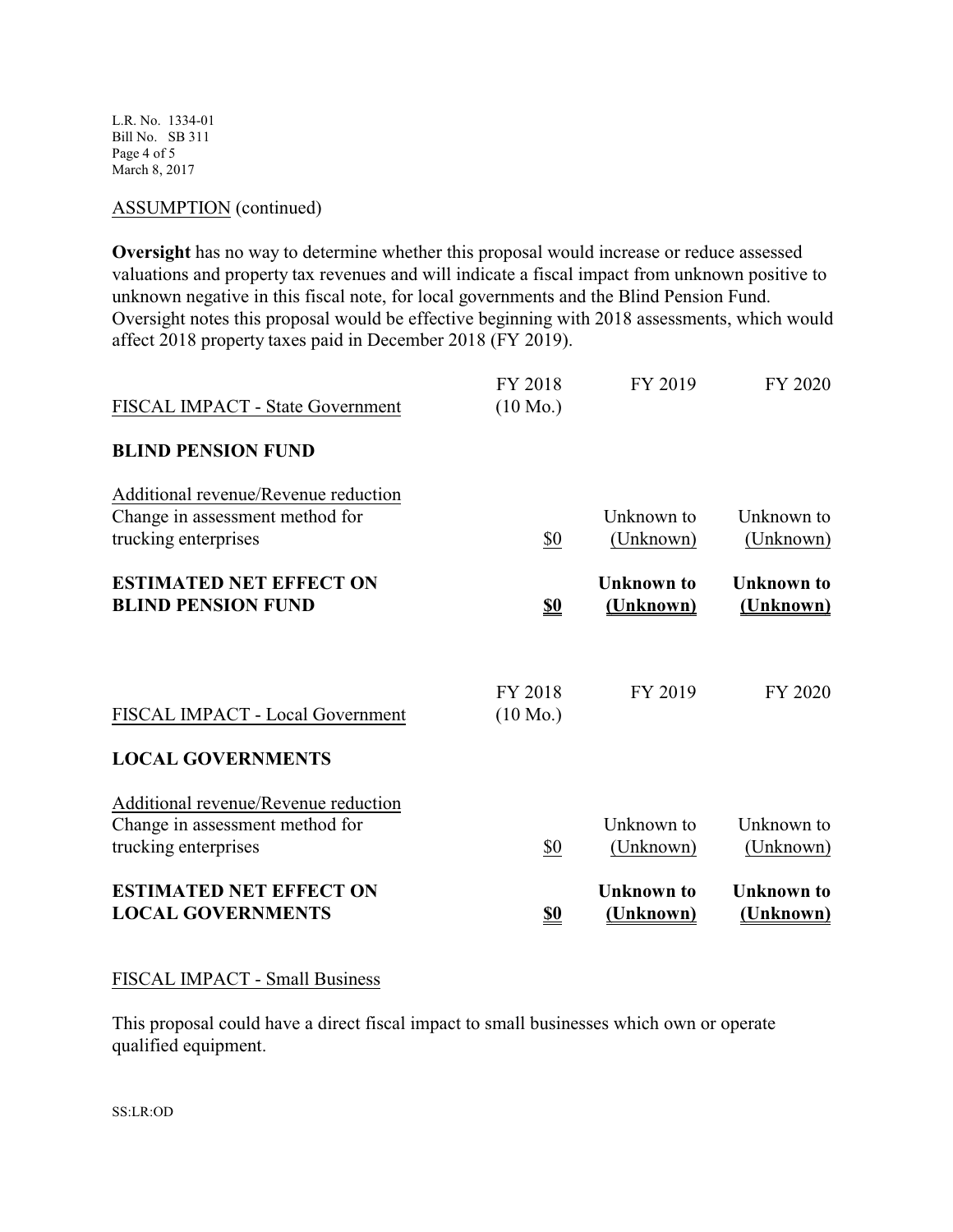ASSUMPTION (continued)

**Oversight** has no way to determine whether this proposal would increase or reduce assessed valuations and property tax revenues and will indicate a fiscal impact from unknown positive to unknown negative in this fiscal note, for local governments and the Blind Pension Fund. Oversight notes this proposal would be effective beginning with 2018 assessments, which would affect 2018 property taxes paid in December 2018 (FY 2019).

| FISCAL IMPACT - State Government | FY 2018 (10 Mo.) | FY 2019 | FY 2020 |
|---|---|---|---|
| **BLIND PENSION FUND** | | | |
| Additional revenue/Revenue reduction Change in assessment method for trucking enterprises | $0 | Unknown to (Unknown) | Unknown to (Unknown) |
| **ESTIMATED NET EFFECT ON BLIND PENSION FUND** | **$0** | **Unknown to (Unknown)** | **Unknown to (Unknown)** |

| FISCAL IMPACT - Local Government | FY 2018 (10 Mo.) | FY 2019 | FY 2020 |
|---|---|---|---|
| **LOCAL GOVERNMENTS** | | | |
| Additional revenue/Revenue reduction Change in assessment method for trucking enterprises | $0 | Unknown to (Unknown) | Unknown to (Unknown) |
| **ESTIMATED NET EFFECT ON LOCAL GOVERNMENTS** | **$0** | **Unknown to (Unknown)** | **Unknown to (Unknown)** |

FISCAL IMPACT - Small Business

This proposal could have a direct fiscal impact to small businesses which own or operate qualified equipment.

SS:LR:OD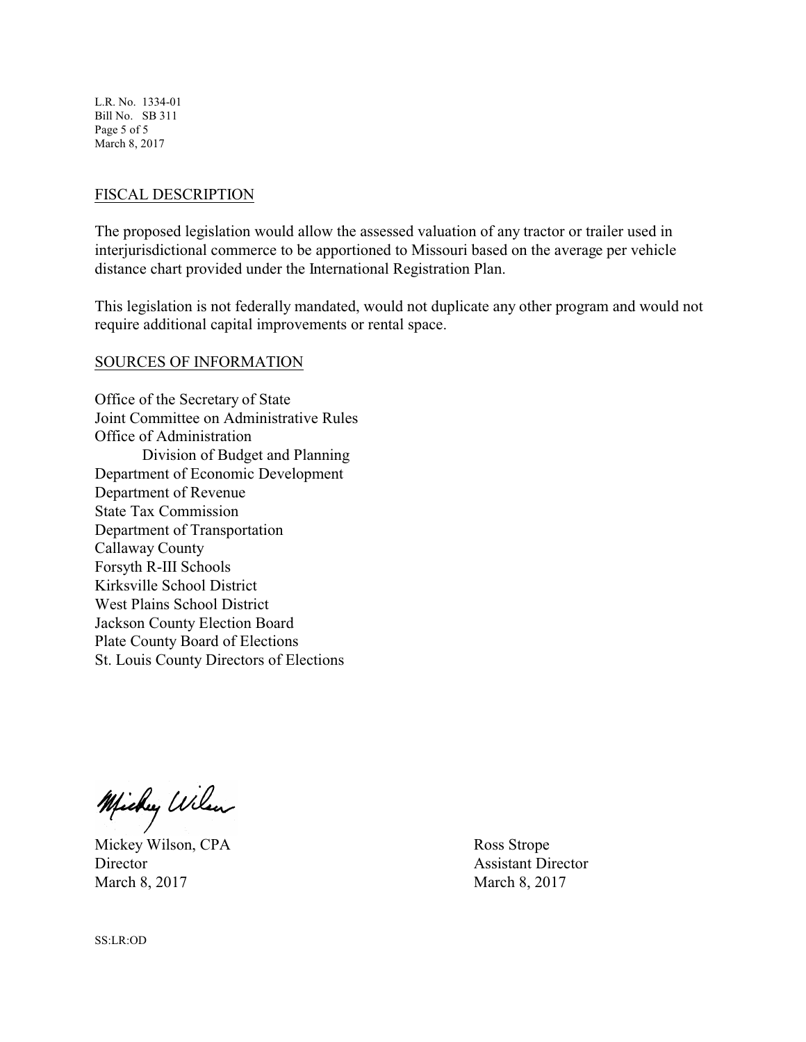## FISCAL DESCRIPTION

The proposed legislation would allow the assessed valuation of any tractor or trailer used in interjurisdictional commerce to be apportioned to Missouri based on the average per vehicle distance chart provided under the International Registration Plan.

This legislation is not federally mandated, would not duplicate any other program and would not require additional capital improvements or rental space.

## SOURCES OF INFORMATION

Office of the Secretary of State
Joint Committee on Administrative Rules
Office of Administration
    Division of Budget and Planning
Department of Economic Development
Department of Revenue
State Tax Commission
Department of Transportation
Callaway County
Forsyth R-III Schools
Kirksville School District
West Plains School District
Jackson County Election Board
Plate County Board of Elections
St. Louis County Directors of Elections

Mickey Wilson, CPA
Director
March 8, 2017

Ross Strope
Assistant Director
March 8, 2017

SS:LR:OD